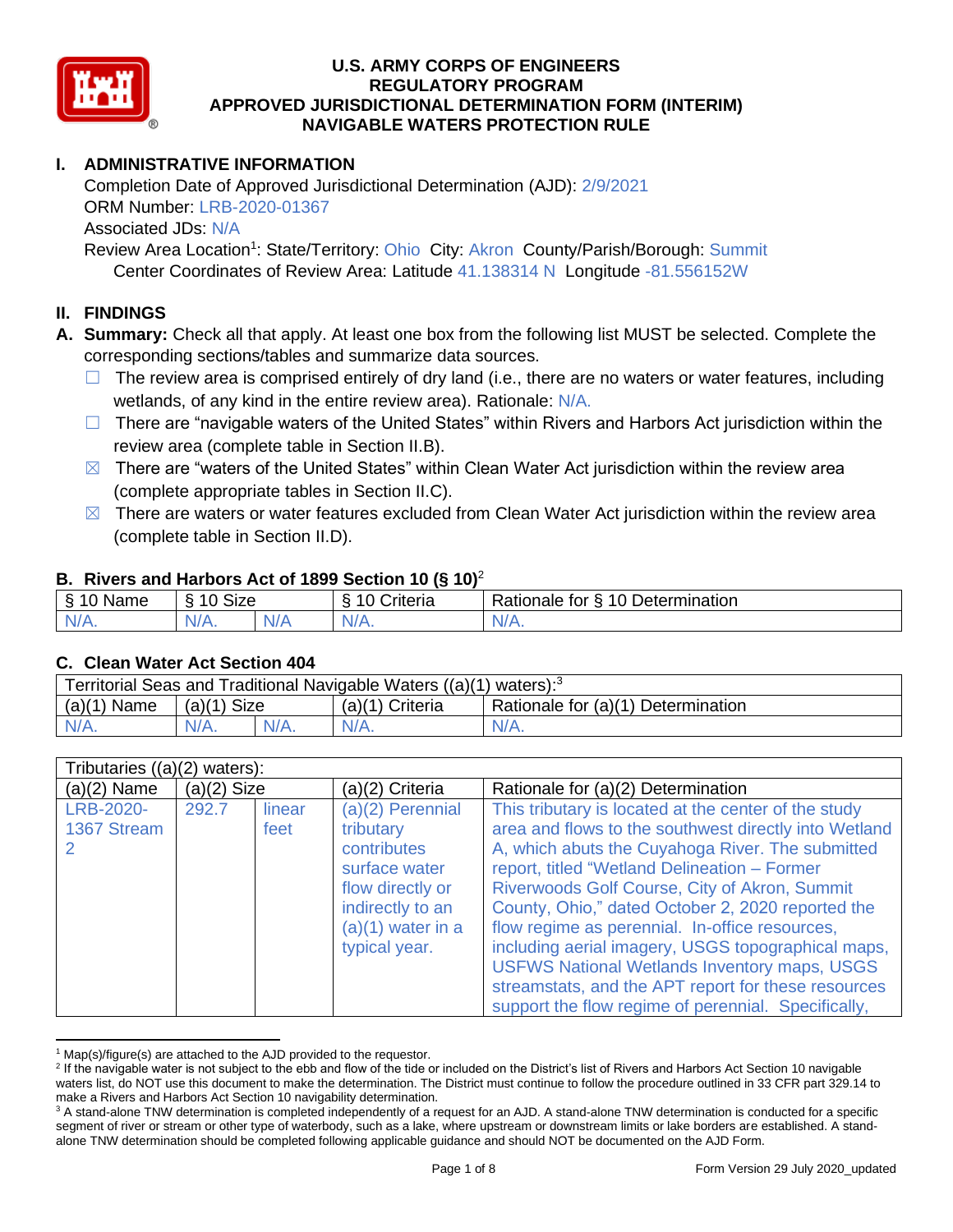# U.S. ARMY CORPS OF ENGINEERS
# REGULATORY PROGRAM
# APPROVED JURISDICTIONAL DETERMINATION FORM (INTERIM)
# NAVIGABLE WATERS PROTECTION RULE

## I. ADMINISTRATIVE INFORMATION

Completion Date of Approved Jurisdictional Determination (AJD): 2/9/2021
ORM Number: LRB-2020-01367
Associated JDs: N/A
Review Area Location[1]: State/Territory: Ohio City: Akron County/Parish/Borough: Summit
Center Coordinates of Review Area: Latitude 41.138314 N Longitude -81.556152W

## II. FINDINGS

**A. Summary:** Check all that apply. At least one box from the following list MUST be selected. Complete the corresponding sections/tables and summarize data sources.

- ☐ The review area is comprised entirely of dry land (i.e., there are no waters or water features, including wetlands, of any kind in the entire review area). Rationale: N/A.
- ☐ There are "navigable waters of the United States" within Rivers and Harbors Act jurisdiction within the review area (complete table in Section II.B).
- ☒ There are "waters of the United States" within Clean Water Act jurisdiction within the review area (complete appropriate tables in Section II.C).
- ☒ There are waters or water features excluded from Clean Water Act jurisdiction within the review area (complete table in Section II.D).

### B. Rivers and Harbors Act of 1899 Section 10 (§ 10)[2]

| § 10 Name | § 10 Size | | § 10 Criteria | Rationale for § 10 Determination |
|---|---|---|---|---|
| N/A. | N/A. | N/A | N/A. | N/A. |

### C. Clean Water Act Section 404

| Territorial Seas and Traditional Navigable Waters ((a)(1) waters):[3] | | | | |
|---|---|---|---|---|
| (a)(1) Name | (a)(1) Size | | (a)(1) Criteria | Rationale for (a)(1) Determination |
| N/A. | N/A. | N/A. | N/A. | N/A. |

| Tributaries ((a)(2) waters): | | | | |
|---|---|---|---|---|
| (a)(2) Name | (a)(2) Size | | (a)(2) Criteria | Rationale for (a)(2) Determination |
| LRB-2020-1367 Stream 2 | 292.7 | linear feet | (a)(2) Perennial tributary contributes surface water flow directly or indirectly to an (a)(1) water in a typical year. | This tributary is located at the center of the study area and flows to the southwest directly into Wetland A, which abuts the Cuyahoga River. The submitted report, titled "Wetland Delineation – Former Riverwoods Golf Course, City of Akron, Summit County, Ohio," dated October 2, 2020 reported the flow regime as perennial. In-office resources, including aerial imagery, USGS topographical maps, USFWS National Wetlands Inventory maps, USGS streamstats, and the APT report for these resources support the flow regime of perennial. Specifically, |

[1] Map(s)/figure(s) are attached to the AJD provided to the requestor.
[2] If the navigable water is not subject to the ebb and flow of the tide or included on the District's list of Rivers and Harbors Act Section 10 navigable waters list, do NOT use this document to make the determination. The District must continue to follow the procedure outlined in 33 CFR part 329.14 to make a Rivers and Harbors Act Section 10 navigability determination.
[3] A stand-alone TNW determination is completed independently of a request for an AJD. A stand-alone TNW determination is conducted for a specific segment of river or stream or other type of waterbody, such as a lake, where upstream or downstream limits or lake borders are established. A stand-alone TNW determination should be completed following applicable guidance and should NOT be documented on the AJD Form.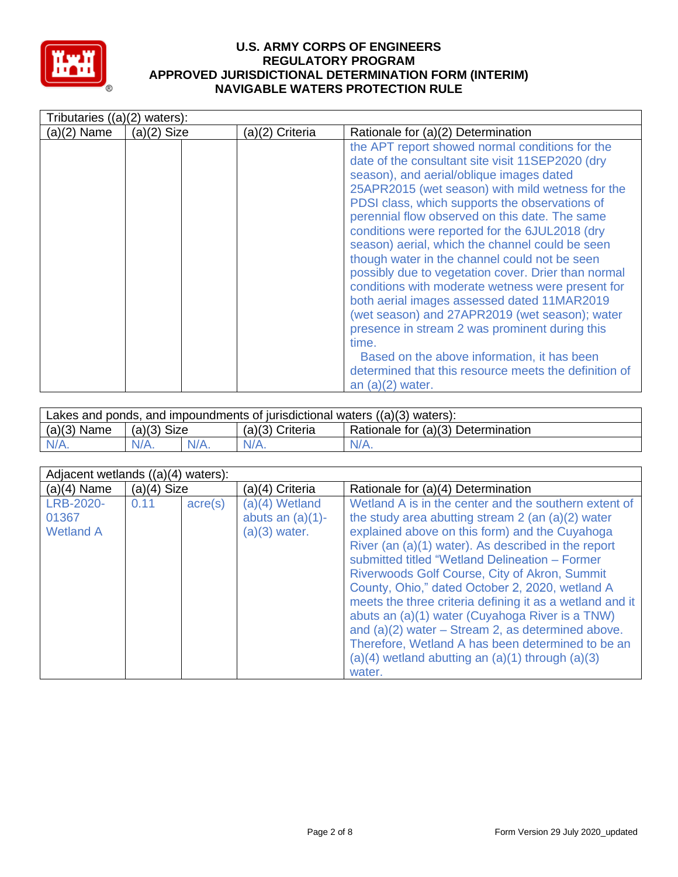# U.S. ARMY CORPS OF ENGINEERS
## REGULATORY PROGRAM
## APPROVED JURISDICTIONAL DETERMINATION FORM (INTERIM)
## NAVIGABLE WATERS PROTECTION RULE

| Tributaries ((a)(2) waters): | | | | |
|---|---|---|---|---|
| (a)(2) Name | (a)(2) Size | | (a)(2) Criteria | Rationale for (a)(2) Determination |
| | | | | the APT report showed normal conditions for the date of the consultant site visit 11SEP2020 (dry season), and aerial/oblique images dated 25APR2015 (wet season) with mild wetness for the PDSI class, which supports the observations of perennial flow observed on this date. The same conditions were reported for the 6JUL2018 (dry season) aerial, which the channel could be seen though water in the channel could not be seen possibly due to vegetation cover. Drier than normal conditions with moderate wetness were present for both aerial images assessed dated 11MAR2019 (wet season) and 27APR2019 (wet season); water presence in stream 2 was prominent during this time. Based on the above information, it has been determined that this resource meets the definition of an (a)(2) water. |

| Lakes and ponds, and impoundments of jurisdictional waters ((a)(3) waters): | | | | |
|---|---|---|---|---|
| (a)(3) Name | (a)(3) Size | | (a)(3) Criteria | Rationale for (a)(3) Determination |
| N/A. | N/A. | N/A. | N/A. | N/A. |

| Adjacent wetlands ((a)(4) waters): | | | | |
|---|---|---|---|---|
| (a)(4) Name | (a)(4) Size | | (a)(4) Criteria | Rationale for (a)(4) Determination |
| LRB-2020-01367 Wetland A | 0.11 | acre(s) | (a)(4) Wetland abuts an (a)(1)-(a)(3) water. | Wetland A is in the center and the southern extent of the study area abutting stream 2 (an (a)(2) water explained above on this form) and the Cuyahoga River (an (a)(1) water). As described in the report submitted titled "Wetland Delineation – Former Riverwoods Golf Course, City of Akron, Summit County, Ohio," dated October 2, 2020, wetland A meets the three criteria defining it as a wetland and it abuts an (a)(1) water (Cuyahoga River is a TNW) and (a)(2) water – Stream 2, as determined above. Therefore, Wetland A has been determined to be an (a)(4) wetland abutting an (a)(1) through (a)(3) water. |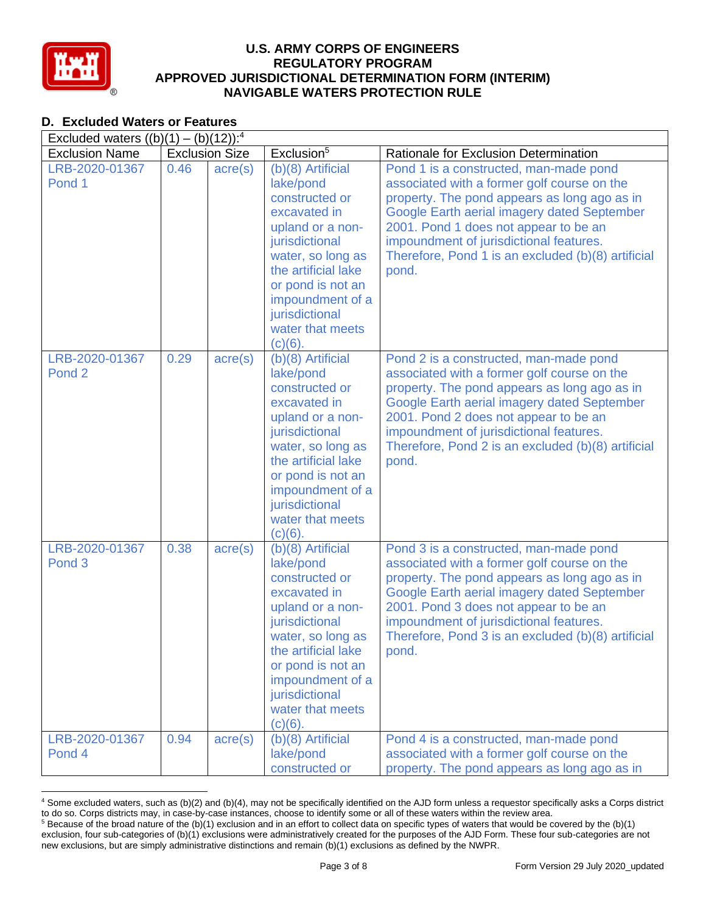## D. Excluded Waters or Features

| Excluded waters ((b)(1) – (b)(12)):[4] | | | | |
|---|---|---|---|---|
| Exclusion Name | Exclusion Size | | Exclusion[5] | Rationale for Exclusion Determination |
| LRB-2020-01367 Pond 1 | 0.46 | acre(s) | (b)(8) Artificial lake/pond constructed or excavated in upland or a non-jurisdictional water, so long as the artificial lake or pond is not an impoundment of a jurisdictional water that meets (c)(6). | Pond 1 is a constructed, man-made pond associated with a former golf course on the property. The pond appears as long ago as in Google Earth aerial imagery dated September 2001. Pond 1 does not appear to be an impoundment of jurisdictional features. Therefore, Pond 1 is an excluded (b)(8) artificial pond. |
| LRB-2020-01367 Pond 2 | 0.29 | acre(s) | (b)(8) Artificial lake/pond constructed or excavated in upland or a non-jurisdictional water, so long as the artificial lake or pond is not an impoundment of a jurisdictional water that meets (c)(6). | Pond 2 is a constructed, man-made pond associated with a former golf course on the property. The pond appears as long ago as in Google Earth aerial imagery dated September 2001. Pond 2 does not appear to be an impoundment of jurisdictional features. Therefore, Pond 2 is an excluded (b)(8) artificial pond. |
| LRB-2020-01367 Pond 3 | 0.38 | acre(s) | (b)(8) Artificial lake/pond constructed or excavated in upland or a non-jurisdictional water, so long as the artificial lake or pond is not an impoundment of a jurisdictional water that meets (c)(6). | Pond 3 is a constructed, man-made pond associated with a former golf course on the property. The pond appears as long ago as in Google Earth aerial imagery dated September 2001. Pond 3 does not appear to be an impoundment of jurisdictional features. Therefore, Pond 3 is an excluded (b)(8) artificial pond. |
| LRB-2020-01367 Pond 4 | 0.94 | acre(s) | (b)(8) Artificial lake/pond constructed or | Pond 4 is a constructed, man-made pond associated with a former golf course on the property. The pond appears as long ago as in |

[4] Some excluded waters, such as (b)(2) and (b)(4), may not be specifically identified on the AJD form unless a requestor specifically asks a Corps district to do so. Corps districts may, in case-by-case instances, choose to identify some or all of these waters within the review area.

[5] Because of the broad nature of the (b)(1) exclusion and in an effort to collect data on specific types of waters that would be covered by the (b)(1) exclusion, four sub-categories of (b)(1) exclusions were administratively created for the purposes of the AJD Form. These four sub-categories are not new exclusions, but are simply administrative distinctions and remain (b)(1) exclusions as defined by the NWPR.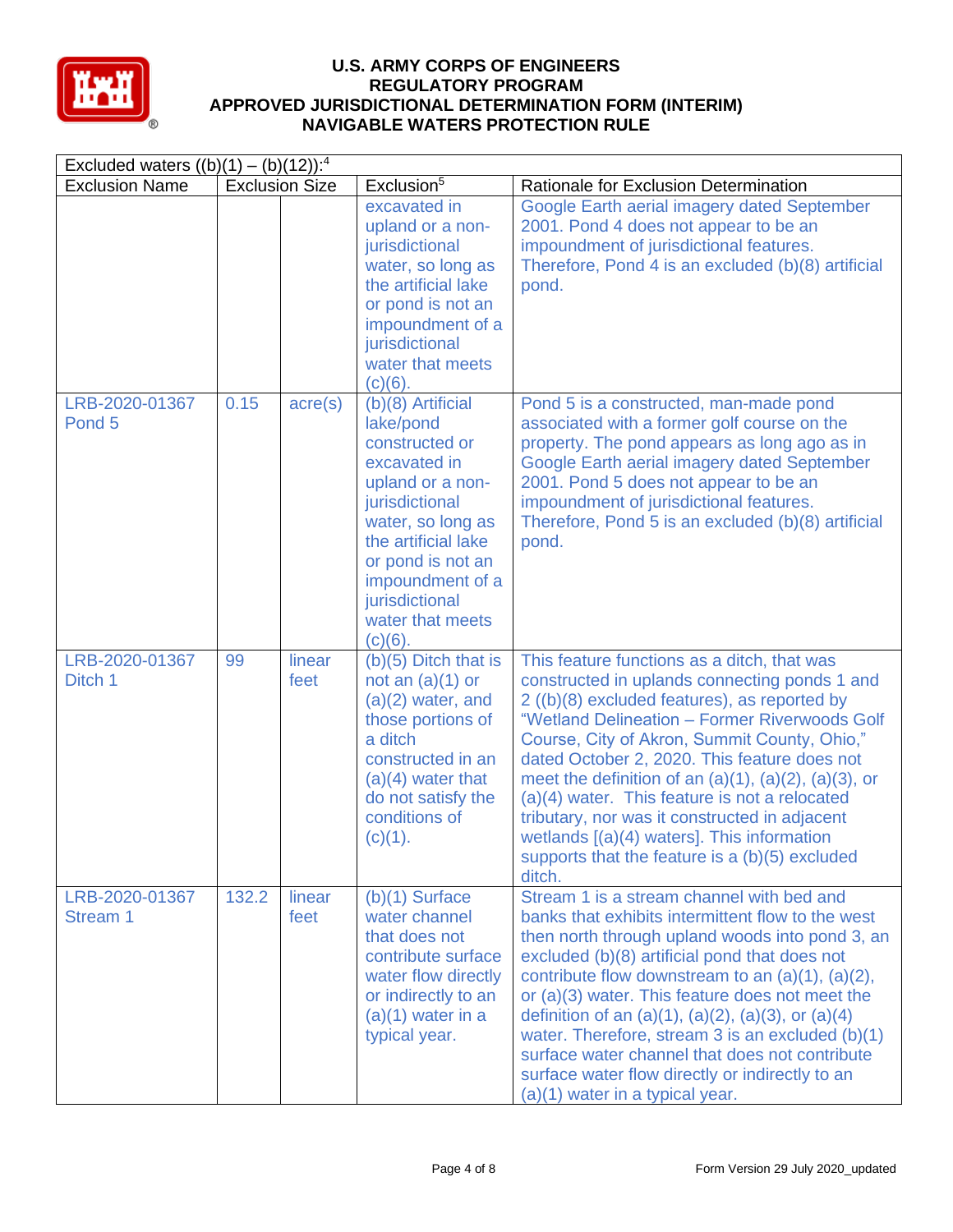| Excluded waters ((b)(1) – (b)(12)):[4] | | | | |
|---|---|---|---|---|
| Exclusion Name | Exclusion Size | | Exclusion[5] | Rationale for Exclusion Determination |
| | | | excavated in upland or a non-jurisdictional water, so long as the artificial lake or pond is not an impoundment of a jurisdictional water that meets (c)(6). | Google Earth aerial imagery dated September 2001. Pond 4 does not appear to be an impoundment of jurisdictional features. Therefore, Pond 4 is an excluded (b)(8) artificial pond. |
| LRB-2020-01367 Pond 5 | 0.15 | acre(s) | (b)(8) Artificial lake/pond constructed or excavated in upland or a non-jurisdictional water, so long as the artificial lake or pond is not an impoundment of a jurisdictional water that meets (c)(6). | Pond 5 is a constructed, man-made pond associated with a former golf course on the property. The pond appears as long ago as in Google Earth aerial imagery dated September 2001. Pond 5 does not appear to be an impoundment of jurisdictional features. Therefore, Pond 5 is an excluded (b)(8) artificial pond. |
| LRB-2020-01367 Ditch 1 | 99 | linear feet | (b)(5) Ditch that is not an (a)(1) or (a)(2) water, and those portions of a ditch constructed in an (a)(4) water that do not satisfy the conditions of (c)(1). | This feature functions as a ditch, that was constructed in uplands connecting ponds 1 and 2 ((b)(8) excluded features), as reported by "Wetland Delineation – Former Riverwoods Golf Course, City of Akron, Summit County, Ohio," dated October 2, 2020. This feature does not meet the definition of an (a)(1), (a)(2), (a)(3), or (a)(4) water. This feature is not a relocated tributary, nor was it constructed in adjacent wetlands [(a)(4) waters]. This information supports that the feature is a (b)(5) excluded ditch. |
| LRB-2020-01367 Stream 1 | 132.2 | linear feet | (b)(1) Surface water channel that does not contribute surface water flow directly or indirectly to an (a)(1) water in a typical year. | Stream 1 is a stream channel with bed and banks that exhibits intermittent flow to the west then north through upland woods into pond 3, an excluded (b)(8) artificial pond that does not contribute flow downstream to an (a)(1), (a)(2), or (a)(3) water. This feature does not meet the definition of an (a)(1), (a)(2), (a)(3), or (a)(4) water. Therefore, stream 3 is an excluded (b)(1) surface water channel that does not contribute surface water flow directly or indirectly to an (a)(1) water in a typical year. |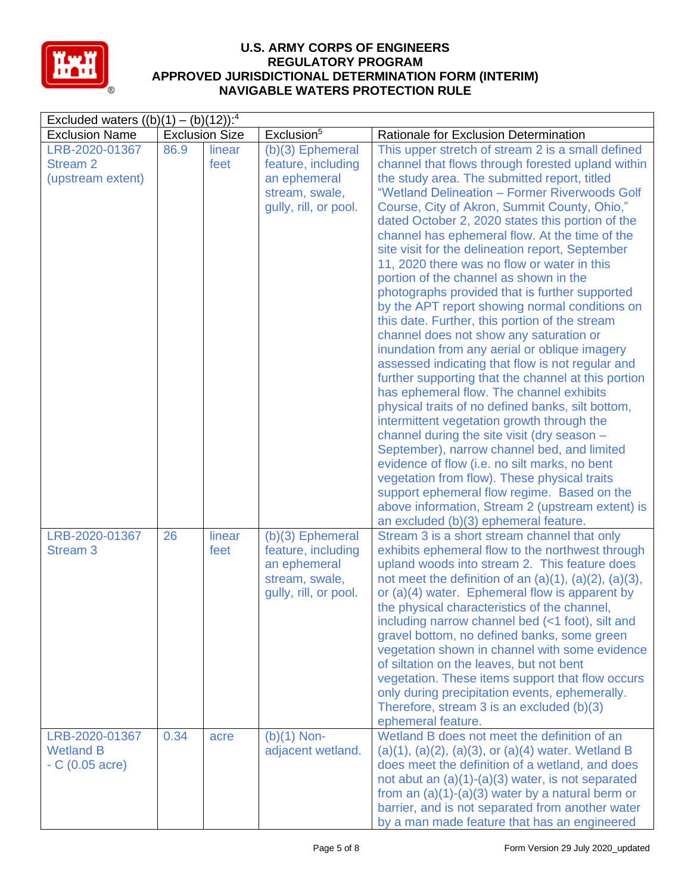# U.S. ARMY CORPS OF ENGINEERS
# REGULATORY PROGRAM
# APPROVED JURISDICTIONAL DETERMINATION FORM (INTERIM)
# NAVIGABLE WATERS PROTECTION RULE

| Excluded waters ((b)(1) – (b)(12)):[4] | | | | |
|---|---|---|---|---|
| Exclusion Name | Exclusion Size | | Exclusion[5] | Rationale for Exclusion Determination |
| LRB-2020-01367 Stream 2 (upstream extent) | 86.9 | linear feet | (b)(3) Ephemeral feature, including an ephemeral stream, swale, gully, rill, or pool. | This upper stretch of stream 2 is a small defined channel that flows through forested upland within the study area. The submitted report, titled "Wetland Delineation – Former Riverwoods Golf Course, City of Akron, Summit County, Ohio," dated October 2, 2020 states this portion of the channel has ephemeral flow. At the time of the site visit for the delineation report, September 11, 2020 there was no flow or water in this portion of the channel as shown in the photographs provided that is further supported by the APT report showing normal conditions on this date. Further, this portion of the stream channel does not show any saturation or inundation from any aerial or oblique imagery assessed indicating that flow is not regular and further supporting that the channel at this portion has ephemeral flow. The channel exhibits physical traits of no defined banks, silt bottom, intermittent vegetation growth through the channel during the site visit (dry season – September), narrow channel bed, and limited evidence of flow (i.e. no silt marks, no bent vegetation from flow). These physical traits support ephemeral flow regime. Based on the above information, Stream 2 (upstream extent) is an excluded (b)(3) ephemeral feature. |
| LRB-2020-01367 Stream 3 | 26 | linear feet | (b)(3) Ephemeral feature, including an ephemeral stream, swale, gully, rill, or pool. | Stream 3 is a short stream channel that only exhibits ephemeral flow to the northwest through upland woods into stream 2. This feature does not meet the definition of an (a)(1), (a)(2), (a)(3), or (a)(4) water. Ephemeral flow is apparent by the physical characteristics of the channel, including narrow channel bed (<1 foot), silt and gravel bottom, no defined banks, some green vegetation shown in channel with some evidence of siltation on the leaves, but not bent vegetation. These items support that flow occurs only during precipitation events, ephemerally. Therefore, stream 3 is an excluded (b)(3) ephemeral feature. |
| LRB-2020-01367 Wetland B - C (0.05 acre) | 0.34 | acre | (b)(1) Non-adjacent wetland. | Wetland B does not meet the definition of an (a)(1), (a)(2), (a)(3), or (a)(4) water. Wetland B does meet the definition of a wetland, and does not abut an (a)(1)-(a)(3) water, is not separated from an (a)(1)-(a)(3) water by a natural berm or barrier, and is not separated from another water by a man made feature that has an engineered |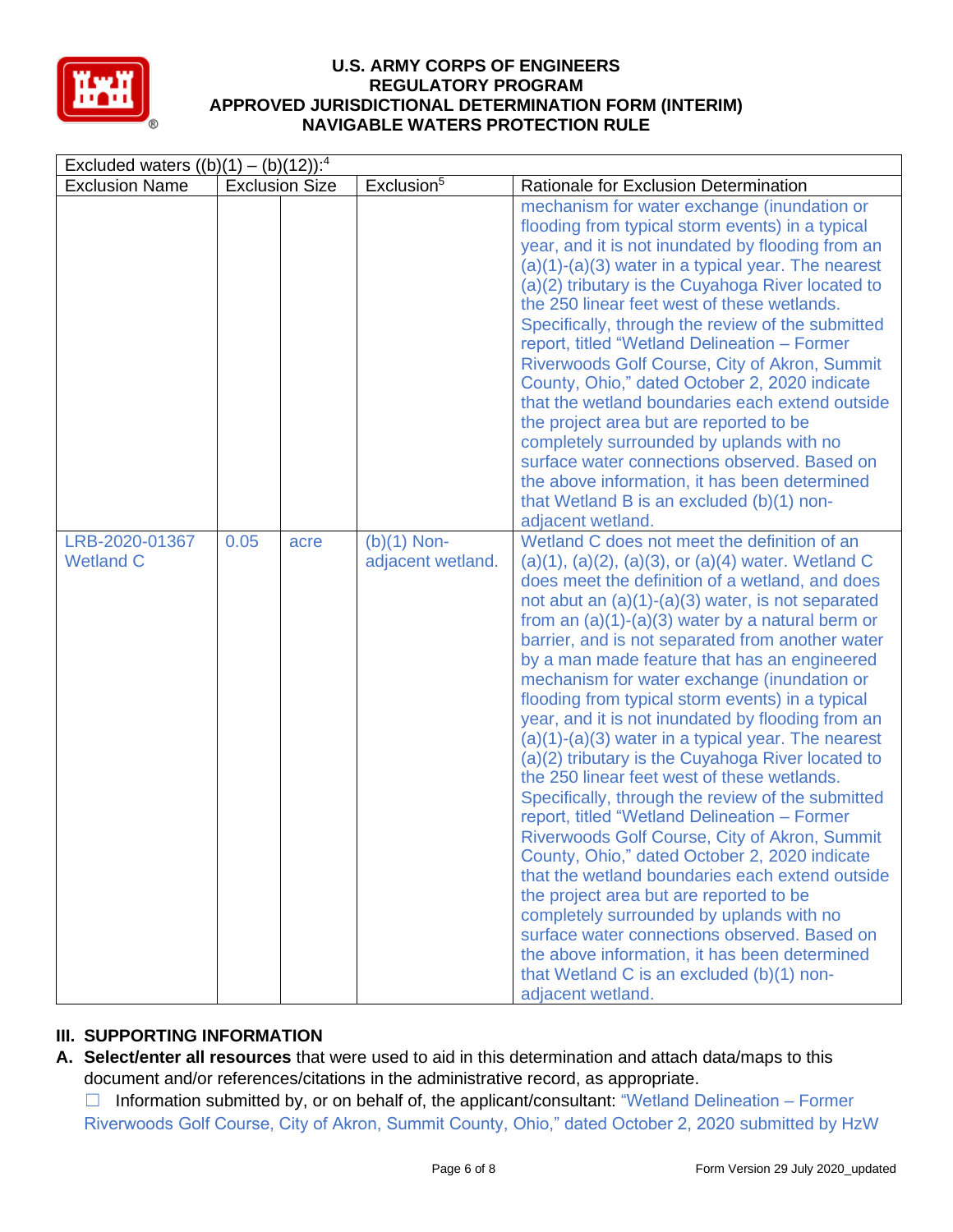| Excluded waters ((b)(1) – (b)(12)):[4] | | | | |
|---|---|---|---|---|
| Exclusion Name | Exclusion Size | | Exclusion[5] | Rationale for Exclusion Determination |
| | | | | mechanism for water exchange (inundation or flooding from typical storm events) in a typical year, and it is not inundated by flooding from an (a)(1)-(a)(3) water in a typical year. The nearest (a)(2) tributary is the Cuyahoga River located to the 250 linear feet west of these wetlands. Specifically, through the review of the submitted report, titled "Wetland Delineation – Former Riverwoods Golf Course, City of Akron, Summit County, Ohio," dated October 2, 2020 indicate that the wetland boundaries each extend outside the project area but are reported to be completely surrounded by uplands with no surface water connections observed. Based on the above information, it has been determined that Wetland B is an excluded (b)(1) non-adjacent wetland. |
| LRB-2020-01367 Wetland C | 0.05 | acre | (b)(1) Non-adjacent wetland. | Wetland C does not meet the definition of an (a)(1), (a)(2), (a)(3), or (a)(4) water. Wetland C does meet the definition of a wetland, and does not abut an (a)(1)-(a)(3) water, is not separated from an (a)(1)-(a)(3) water by a natural berm or barrier, and is not separated from another water by a man made feature that has an engineered mechanism for water exchange (inundation or flooding from typical storm events) in a typical year, and it is not inundated by flooding from an (a)(1)-(a)(3) water in a typical year. The nearest (a)(2) tributary is the Cuyahoga River located to the 250 linear feet west of these wetlands. Specifically, through the review of the submitted report, titled "Wetland Delineation – Former Riverwoods Golf Course, City of Akron, Summit County, Ohio," dated October 2, 2020 indicate that the wetland boundaries each extend outside the project area but are reported to be completely surrounded by uplands with no surface water connections observed. Based on the above information, it has been determined that Wetland C is an excluded (b)(1) non-adjacent wetland. |

## III. SUPPORTING INFORMATION

**A. Select/enter all resources** that were used to aid in this determination and attach data/maps to this document and/or references/citations in the administrative record, as appropriate.

☐ Information submitted by, or on behalf of, the applicant/consultant: "Wetland Delineation – Former Riverwoods Golf Course, City of Akron, Summit County, Ohio," dated October 2, 2020 submitted by HzW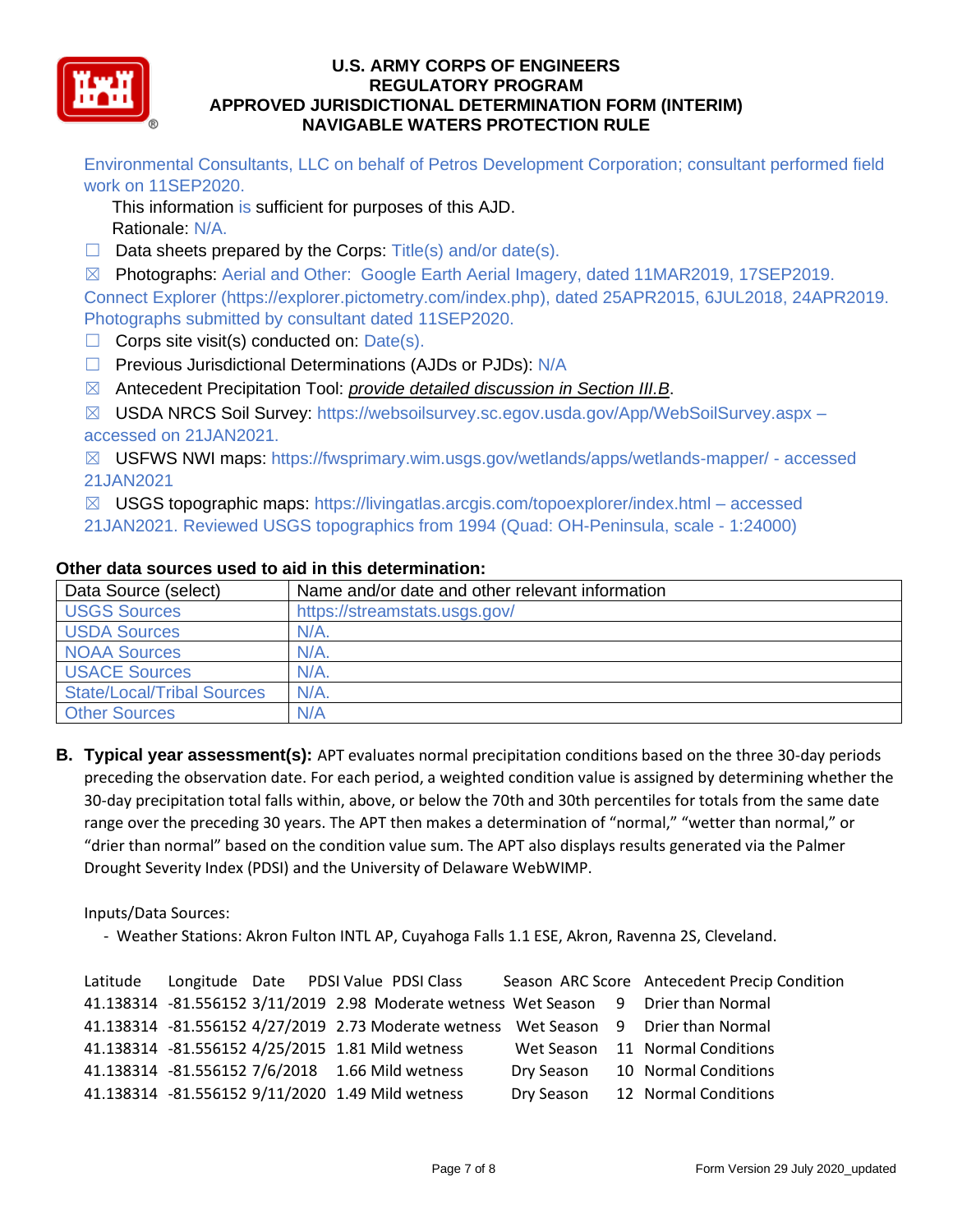Environmental Consultants, LLC on behalf of Petros Development Corporation; consultant performed field work on 11SEP2020.

This information is sufficient for purposes of this AJD.
Rationale: N/A.

☐ Data sheets prepared by the Corps: Title(s) and/or date(s).

☒ Photographs: Aerial and Other: Google Earth Aerial Imagery, dated 11MAR2019, 17SEP2019. Connect Explorer (https://explorer.pictometry.com/index.php), dated 25APR2015, 6JUL2018, 24APR2019. Photographs submitted by consultant dated 11SEP2020.

☐ Corps site visit(s) conducted on: Date(s).

☐ Previous Jurisdictional Determinations (AJDs or PJDs): N/A

☒ Antecedent Precipitation Tool: *provide detailed discussion in Section III.B*.

☒ USDA NRCS Soil Survey: https://websoilsurvey.sc.egov.usda.gov/App/WebSoilSurvey.aspx – accessed on 21JAN2021.

☒ USFWS NWI maps: https://fwsprimary.wim.usgs.gov/wetlands/apps/wetlands-mapper/ - accessed 21JAN2021

☒ USGS topographic maps: https://livingatlas.arcgis.com/topoexplorer/index.html – accessed 21JAN2021. Reviewed USGS topographics from 1994 (Quad: OH-Peninsula, scale - 1:24000)

**Other data sources used to aid in this determination:**

| Data Source (select) | Name and/or date and other relevant information |
|---|---|
| USGS Sources | https://streamstats.usgs.gov/ |
| USDA Sources | N/A. |
| NOAA Sources | N/A. |
| USACE Sources | N/A. |
| State/Local/Tribal Sources | N/A. |
| Other Sources | N/A |

**B. Typical year assessment(s):** APT evaluates normal precipitation conditions based on the three 30-day periods preceding the observation date. For each period, a weighted condition value is assigned by determining whether the 30-day precipitation total falls within, above, or below the 70th and 30th percentiles for totals from the same date range over the preceding 30 years. The APT then makes a determination of "normal," "wetter than normal," or "drier than normal" based on the condition value sum. The APT also displays results generated via the Palmer Drought Severity Index (PDSI) and the University of Delaware WebWIMP.

Inputs/Data Sources:

- Weather Stations: Akron Fulton INTL AP, Cuyahoga Falls 1.1 ESE, Akron, Ravenna 2S, Cleveland.

| Latitude | Longitude | Date | PDSI Value | PDSI Class | Season | ARC Score | Antecedent Precip Condition |
|---|---|---|---|---|---|---|---|
| 41.138314 | -81.556152 | 3/11/2019 | 2.98 | Moderate wetness | Wet Season | 9 | Drier than Normal |
| 41.138314 | -81.556152 | 4/27/2019 | 2.73 | Moderate wetness | Wet Season | 9 | Drier than Normal |
| 41.138314 | -81.556152 | 4/25/2015 | 1.81 | Mild wetness | Wet Season | 11 | Normal Conditions |
| 41.138314 | -81.556152 | 7/6/2018 | 1.66 | Mild wetness | Dry Season | 10 | Normal Conditions |
| 41.138314 | -81.556152 | 9/11/2020 | 1.49 | Mild wetness | Dry Season | 12 | Normal Conditions |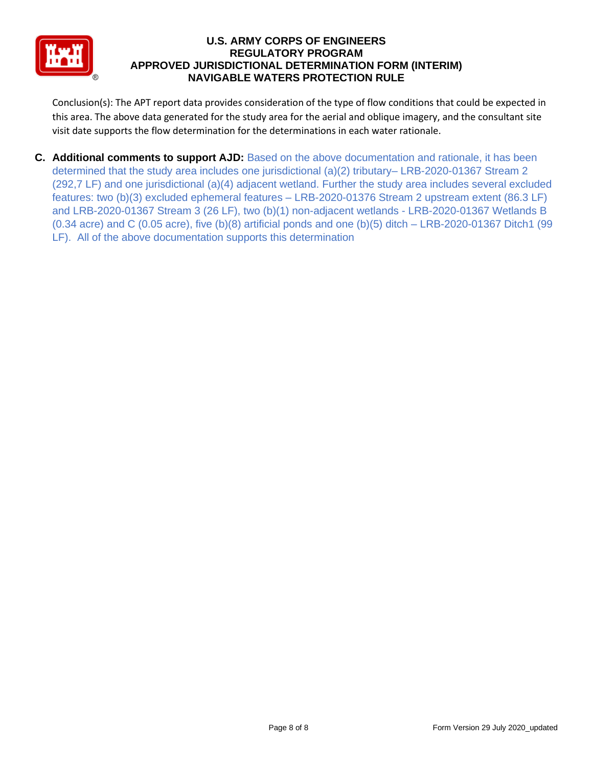Conclusion(s): The APT report data provides consideration of the type of flow conditions that could be expected in this area. The above data generated for the study area for the aerial and oblique imagery, and the consultant site visit date supports the flow determination for the determinations in each water rationale.

C. **Additional comments to support AJD:** Based on the above documentation and rationale, it has been determined that the study area includes one jurisdictional (a)(2) tributary– LRB-2020-01367 Stream 2 (292,7 LF) and one jurisdictional (a)(4) adjacent wetland. Further the study area includes several excluded features: two (b)(3) excluded ephemeral features – LRB-2020-01376 Stream 2 upstream extent (86.3 LF) and LRB-2020-01367 Stream 3 (26 LF), two (b)(1) non-adjacent wetlands - LRB-2020-01367 Wetlands B (0.34 acre) and C (0.05 acre), five (b)(8) artificial ponds and one (b)(5) ditch – LRB-2020-01367 Ditch1 (99 LF). All of the above documentation supports this determination